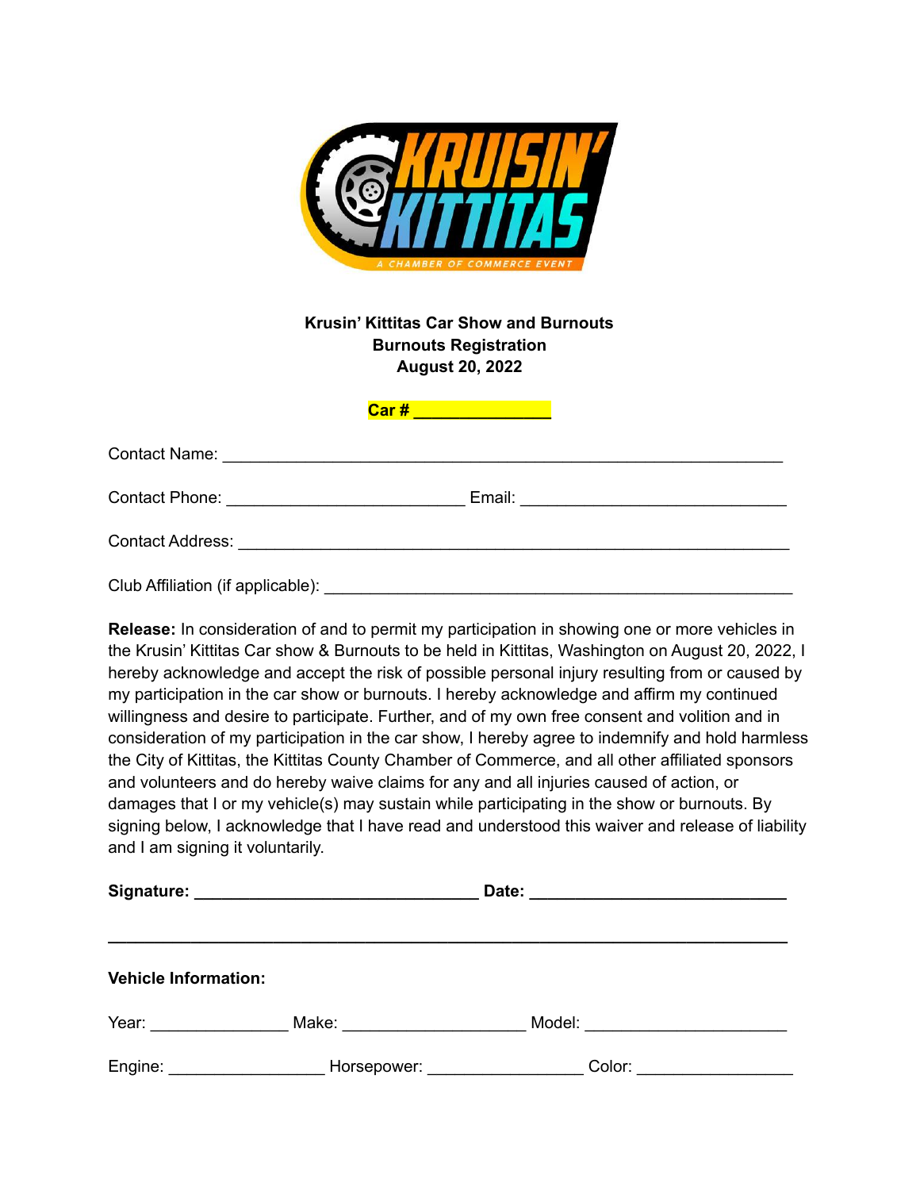KRUISIN' KITTITAS
A CHAMBER OF COMMERCE EVENT

**Krusin' Kittitas Car Show and Burnouts**
**Burnouts Registration**
**August 20, 2022**

**Car # _______________**

Contact Name: ____________________________________________________________

Contact Phone: __________________________ Email: ____________________________

Contact Address: ___________________________________________________________

Club Affiliation (if applicable): ______________________________________________

**Release:** In consideration of and to permit my participation in showing one or more vehicles in the Krusin' Kittitas Car show & Burnouts to be held in Kittitas, Washington on August 20, 2022, I hereby acknowledge and accept the risk of possible personal injury resulting from or caused by my participation in the car show or burnouts. I hereby acknowledge and affirm my continued willingness and desire to participate. Further, and of my own free consent and volition and in consideration of my participation in the car show, I hereby agree to indemnify and hold harmless the City of Kittitas, the Kittitas County Chamber of Commerce, and all other affiliated sponsors and volunteers and do hereby waive claims for any and all injuries caused of action, or damages that I or my vehicle(s) may sustain while participating in the show or burnouts. By signing below, I acknowledge that I have read and understood this waiver and release of liability and I am signing it voluntarily.

**Signature: _______________________________ Date: ___________________________**

---

**Vehicle Information:**

Year: _______________ Make: ____________________ Model: ______________________

Engine: _________________ Horsepower: _________________ Color: _________________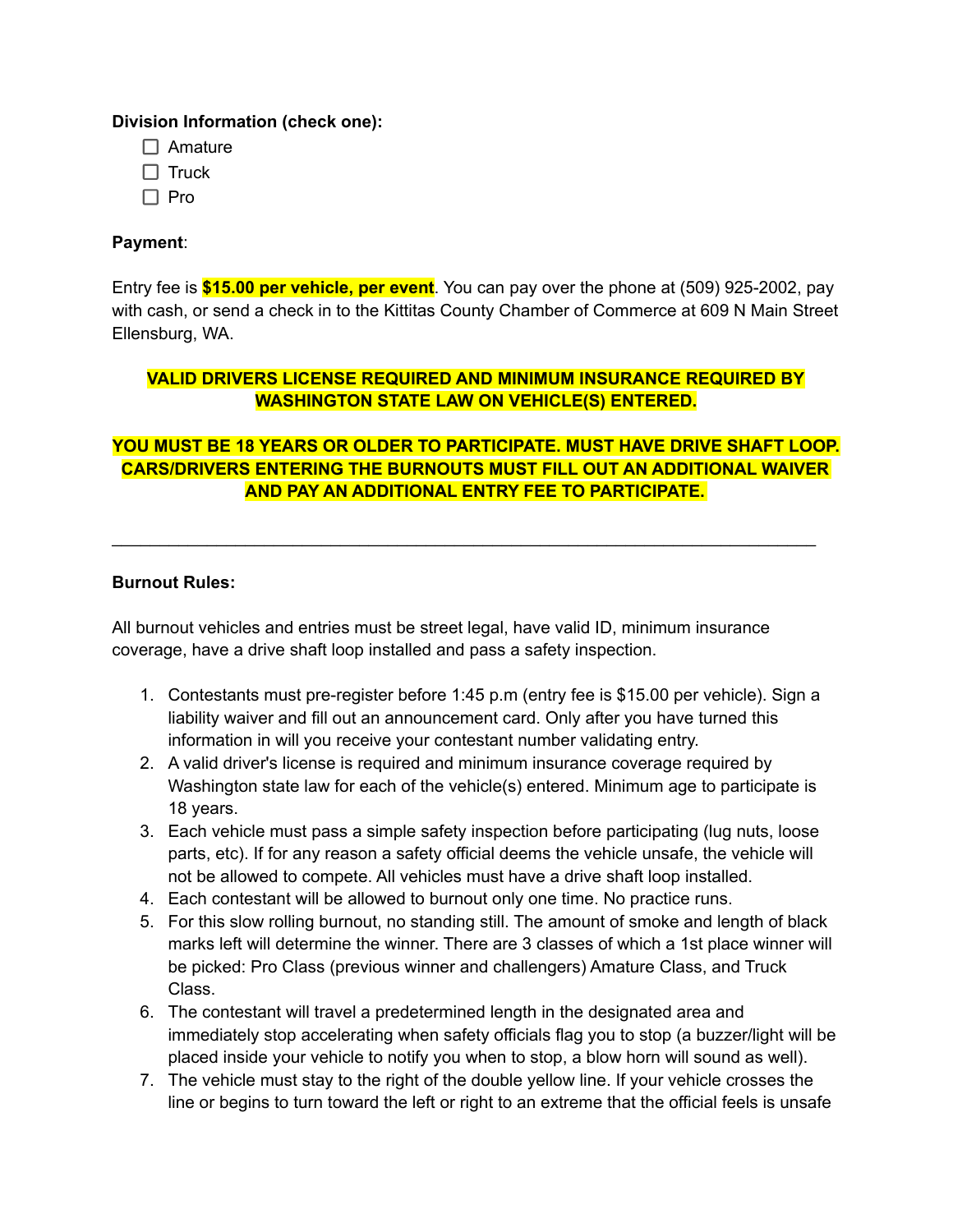**Division Information (check one):**

- ☐ Amature
- ☐ Truck
- ☐ Pro

**Payment**:

Entry fee is **$15.00 per vehicle, per event**. You can pay over the phone at (509) 925-2002, pay with cash, or send a check in to the Kittitas County Chamber of Commerce at 609 N Main Street Ellensburg, WA.

**VALID DRIVERS LICENSE REQUIRED AND MINIMUM INSURANCE REQUIRED BY WASHINGTON STATE LAW ON VEHICLE(S) ENTERED.**

**YOU MUST BE 18 YEARS OR OLDER TO PARTICIPATE. MUST HAVE DRIVE SHAFT LOOP. CARS/DRIVERS ENTERING THE BURNOUTS MUST FILL OUT AN ADDITIONAL WAIVER AND PAY AN ADDITIONAL ENTRY FEE TO PARTICIPATE.**

---

**Burnout Rules:**

All burnout vehicles and entries must be street legal, have valid ID, minimum insurance coverage, have a drive shaft loop installed and pass a safety inspection.

1. Contestants must pre-register before 1:45 p.m (entry fee is $15.00 per vehicle). Sign a liability waiver and fill out an announcement card. Only after you have turned this information in will you receive your contestant number validating entry.
2. A valid driver's license is required and minimum insurance coverage required by Washington state law for each of the vehicle(s) entered. Minimum age to participate is 18 years.
3. Each vehicle must pass a simple safety inspection before participating (lug nuts, loose parts, etc). If for any reason a safety official deems the vehicle unsafe, the vehicle will not be allowed to compete. All vehicles must have a drive shaft loop installed.
4. Each contestant will be allowed to burnout only one time. No practice runs.
5. For this slow rolling burnout, no standing still. The amount of smoke and length of black marks left will determine the winner. There are 3 classes of which a 1st place winner will be picked: Pro Class (previous winner and challengers) Amature Class, and Truck Class.
6. The contestant will travel a predetermined length in the designated area and immediately stop accelerating when safety officials flag you to stop (a buzzer/light will be placed inside your vehicle to notify you when to stop, a blow horn will sound as well).
7. The vehicle must stay to the right of the double yellow line. If your vehicle crosses the line or begins to turn toward the left or right to an extreme that the official feels is unsafe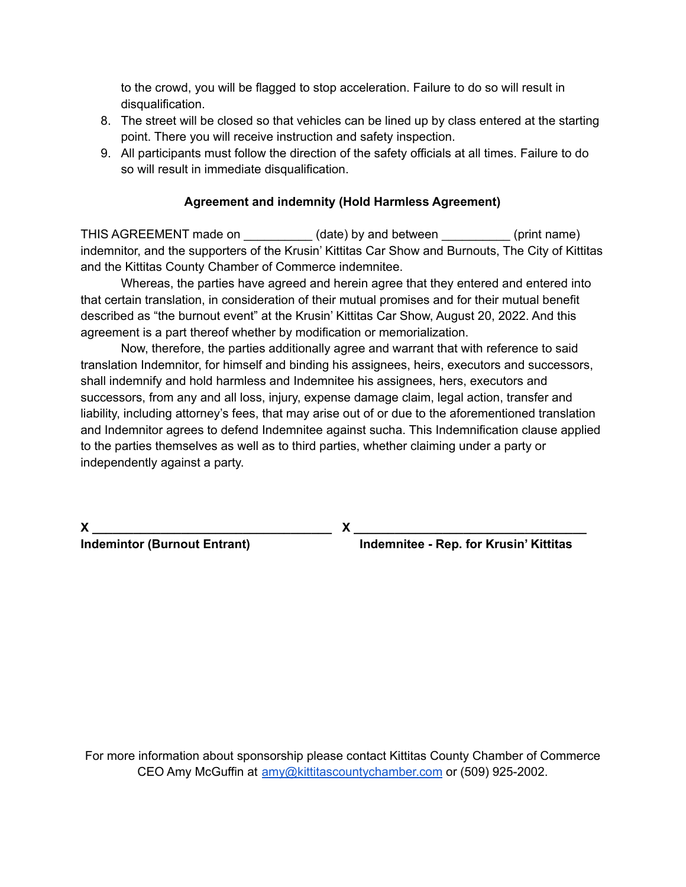to the crowd, you will be flagged to stop acceleration. Failure to do so will result in disqualification.

8. The street will be closed so that vehicles can be lined up by class entered at the starting point. There you will receive instruction and safety inspection.
9. All participants must follow the direction of the safety officials at all times. Failure to do so will result in immediate disqualification.

**Agreement and indemnity (Hold Harmless Agreement)**

THIS AGREEMENT made on __________ (date) by and between __________ (print name) indemnitor, and the supporters of the Krusin' Kittitas Car Show and Burnouts, The City of Kittitas and the Kittitas County Chamber of Commerce indemnitee.

Whereas, the parties have agreed and herein agree that they entered and entered into that certain translation, in consideration of their mutual promises and for their mutual benefit described as "the burnout event" at the Krusin' Kittitas Car Show, August 20, 2022. And this agreement is a part thereof whether by modification or memorialization.

Now, therefore, the parties additionally agree and warrant that with reference to said translation Indemnitor, for himself and binding his assignees, heirs, executors and successors, shall indemnify and hold harmless and Indemnitee his assignees, hers, executors and successors, from any and all loss, injury, expense damage claim, legal action, transfer and liability, including attorney's fees, that may arise out of or due to the aforementioned translation and Indemnitor agrees to defend Indemnitee against sucha. This Indemnification clause applied to the parties themselves as well as to third parties, whether claiming under a party or independently against a party.

**X** ___________________________________

**Indemintor (Burnout Entrant)**

**X** ___________________________________

**Indemnitee - Rep. for Krusin' Kittitas**

For more information about sponsorship please contact Kittitas County Chamber of Commerce CEO Amy McGuffin at amy@kittitascountychamber.com or (509) 925-2002.